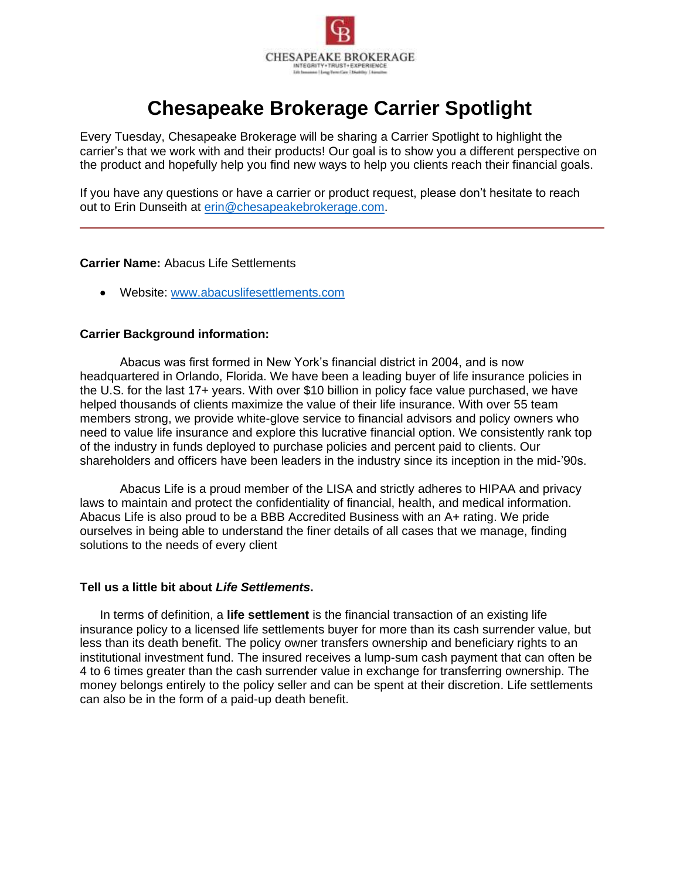CHESAPEAKE BROKERAGE
INTEGRITY • TRUST • EXPERIENCE

# Chesapeake Brokerage Carrier Spotlight

Every Tuesday, Chesapeake Brokerage will be sharing a Carrier Spotlight to highlight the carrier's that we work with and their products! Our goal is to show you a different perspective on the product and hopefully help you find new ways to help you clients reach their financial goals.

If you have any questions or have a carrier or product request, please don't hesitate to reach out to Erin Dunseith at erin@chesapeakebrokerage.com.

---

**Carrier Name:** Abacus Life Settlements

- Website: www.abacuslifesettlements.com

**Carrier Background information:**

Abacus was first formed in New York's financial district in 2004, and is now headquartered in Orlando, Florida. We have been a leading buyer of life insurance policies in the U.S. for the last 17+ years. With over $10 billion in policy face value purchased, we have helped thousands of clients maximize the value of their life insurance. With over 55 team members strong, we provide white-glove service to financial advisors and policy owners who need to value life insurance and explore this lucrative financial option. We consistently rank top of the industry in funds deployed to purchase policies and percent paid to clients. Our shareholders and officers have been leaders in the industry since its inception in the mid-'90s.

Abacus Life is a proud member of the LISA and strictly adheres to HIPAA and privacy laws to maintain and protect the confidentiality of financial, health, and medical information. Abacus Life is also proud to be a BBB Accredited Business with an A+ rating. We pride ourselves in being able to understand the finer details of all cases that we manage, finding solutions to the needs of every client

**Tell us a little bit about *Life Settlements*.**

In terms of definition, a **life settlement** is the financial transaction of an existing life insurance policy to a licensed life settlements buyer for more than its cash surrender value, but less than its death benefit. The policy owner transfers ownership and beneficiary rights to an institutional investment fund. The insured receives a lump-sum cash payment that can often be 4 to 6 times greater than the cash surrender value in exchange for transferring ownership. The money belongs entirely to the policy seller and can be spent at their discretion. Life settlements can also be in the form of a paid-up death benefit.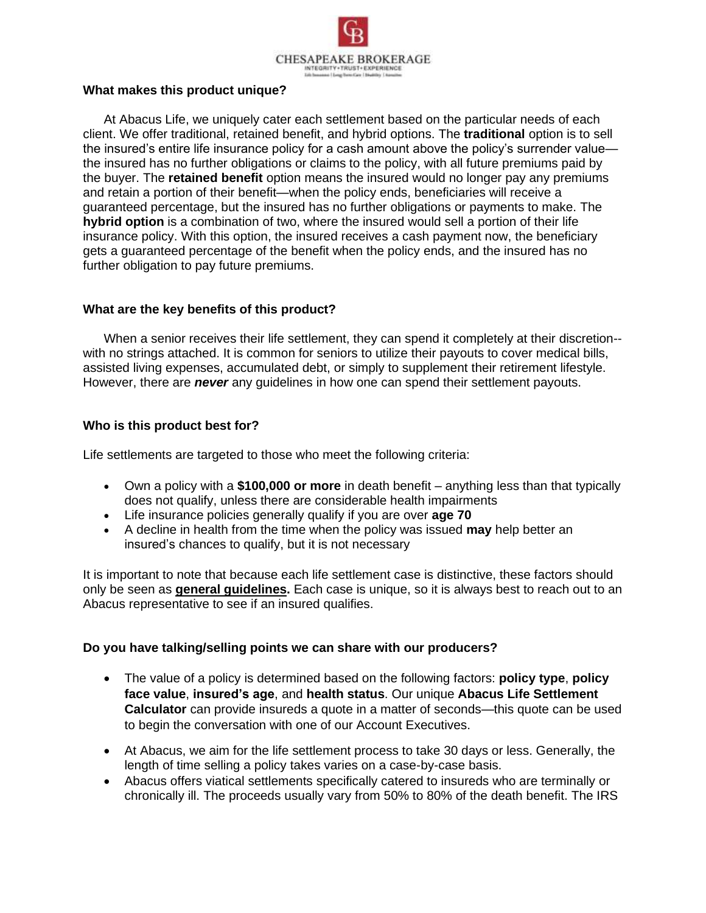**What makes this product unique?**

At Abacus Life, we uniquely cater each settlement based on the particular needs of each client. We offer traditional, retained benefit, and hybrid options. The **traditional** option is to sell the insured's entire life insurance policy for a cash amount above the policy's surrender value—the insured has no further obligations or claims to the policy, with all future premiums paid by the buyer. The **retained benefit** option means the insured would no longer pay any premiums and retain a portion of their benefit—when the policy ends, beneficiaries will receive a guaranteed percentage, but the insured has no further obligations or payments to make. The **hybrid option** is a combination of two, where the insured would sell a portion of their life insurance policy. With this option, the insured receives a cash payment now, the beneficiary gets a guaranteed percentage of the benefit when the policy ends, and the insured has no further obligation to pay future premiums.

**What are the key benefits of this product?**

When a senior receives their life settlement, they can spend it completely at their discretion--with no strings attached. It is common for seniors to utilize their payouts to cover medical bills, assisted living expenses, accumulated debt, or simply to supplement their retirement lifestyle. However, there are ***never*** any guidelines in how one can spend their settlement payouts.

**Who is this product best for?**

Life settlements are targeted to those who meet the following criteria:

- Own a policy with a **$100,000 or more** in death benefit – anything less than that typically does not qualify, unless there are considerable health impairments
- Life insurance policies generally qualify if you are over **age 70**
- A decline in health from the time when the policy was issued **may** help better an insured's chances to qualify, but it is not necessary

It is important to note that because each life settlement case is distinctive, these factors should only be seen as **general guidelines.** Each case is unique, so it is always best to reach out to an Abacus representative to see if an insured qualifies.

**Do you have talking/selling points we can share with our producers?**

- The value of a policy is determined based on the following factors: **policy type**, **policy face value**, **insured's age**, and **health status**. Our unique **Abacus Life Settlement Calculator** can provide insureds a quote in a matter of seconds—this quote can be used to begin the conversation with one of our Account Executives.
- At Abacus, we aim for the life settlement process to take 30 days or less. Generally, the length of time selling a policy takes varies on a case-by-case basis.
- Abacus offers viatical settlements specifically catered to insureds who are terminally or chronically ill. The proceeds usually vary from 50% to 80% of the death benefit. The IRS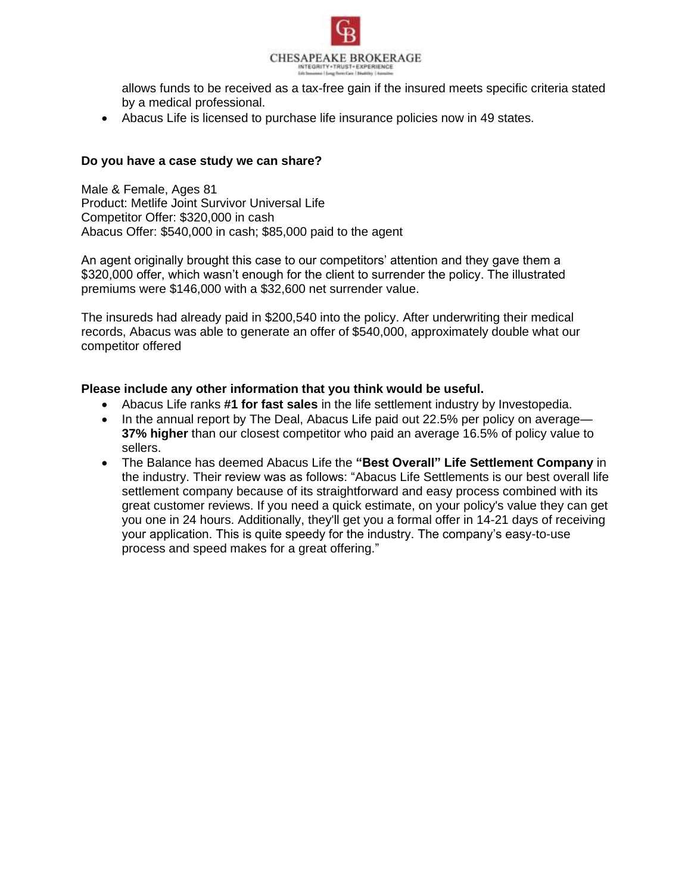allows funds to be received as a tax-free gain if the insured meets specific criteria stated by a medical professional.

- Abacus Life is licensed to purchase life insurance policies now in 49 states.

**Do you have a case study we can share?**

Male & Female, Ages 81
Product: Metlife Joint Survivor Universal Life
Competitor Offer: $320,000 in cash
Abacus Offer: $540,000 in cash; $85,000 paid to the agent

An agent originally brought this case to our competitors' attention and they gave them a $320,000 offer, which wasn't enough for the client to surrender the policy. The illustrated premiums were $146,000 with a $32,600 net surrender value.

The insureds had already paid in $200,540 into the policy. After underwriting their medical records, Abacus was able to generate an offer of $540,000, approximately double what our competitor offered

**Please include any other information that you think would be useful.**

- Abacus Life ranks **#1 for fast sales** in the life settlement industry by Investopedia.
- In the annual report by The Deal, Abacus Life paid out 22.5% per policy on average—**37% higher** than our closest competitor who paid an average 16.5% of policy value to sellers.
- The Balance has deemed Abacus Life the **"Best Overall" Life Settlement Company** in the industry. Their review was as follows: "Abacus Life Settlements is our best overall life settlement company because of its straightforward and easy process combined with its great customer reviews. If you need a quick estimate, on your policy's value they can get you one in 24 hours. Additionally, they'll get you a formal offer in 14-21 days of receiving your application. This is quite speedy for the industry. The company's easy-to-use process and speed makes for a great offering."